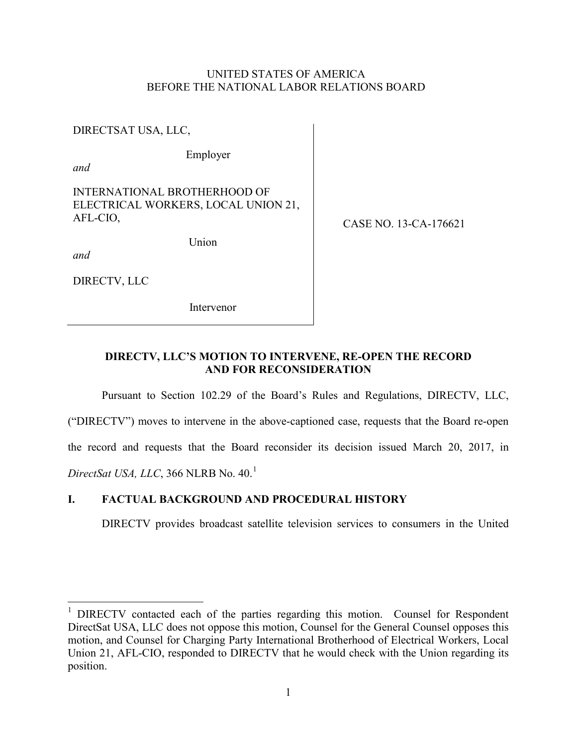UNITED STATES OF AMERICA
BEFORE THE NATIONAL LABOR RELATIONS BOARD

| | |
|---|---|
| DIRECTSAT USA, LLC,<br><br>Employer<br><br>*and*<br><br>INTERNATIONAL BROTHERHOOD OF ELECTRICAL WORKERS, LOCAL UNION 21, AFL-CIO,<br><br>Union<br><br>*and*<br><br>DIRECTV, LLC<br><br>Intervenor | CASE NO. 13-CA-176621 |

**DIRECTV, LLC'S MOTION TO INTERVENE, RE-OPEN THE RECORD AND FOR RECONSIDERATION**

Pursuant to Section 102.29 of the Board's Rules and Regulations, DIRECTV, LLC, ("DIRECTV") moves to intervene in the above-captioned case, requests that the Board re-open the record and requests that the Board reconsider its decision issued March 20, 2017, in *DirectSat USA, LLC*, 366 NLRB No. 40.[1]

## I. FACTUAL BACKGROUND AND PROCEDURAL HISTORY

DIRECTV provides broadcast satellite television services to consumers in the United

[1] DIRECTV contacted each of the parties regarding this motion. Counsel for Respondent DirectSat USA, LLC does not oppose this motion, Counsel for the General Counsel opposes this motion, and Counsel for Charging Party International Brotherhood of Electrical Workers, Local Union 21, AFL-CIO, responded to DIRECTV that he would check with the Union regarding its position.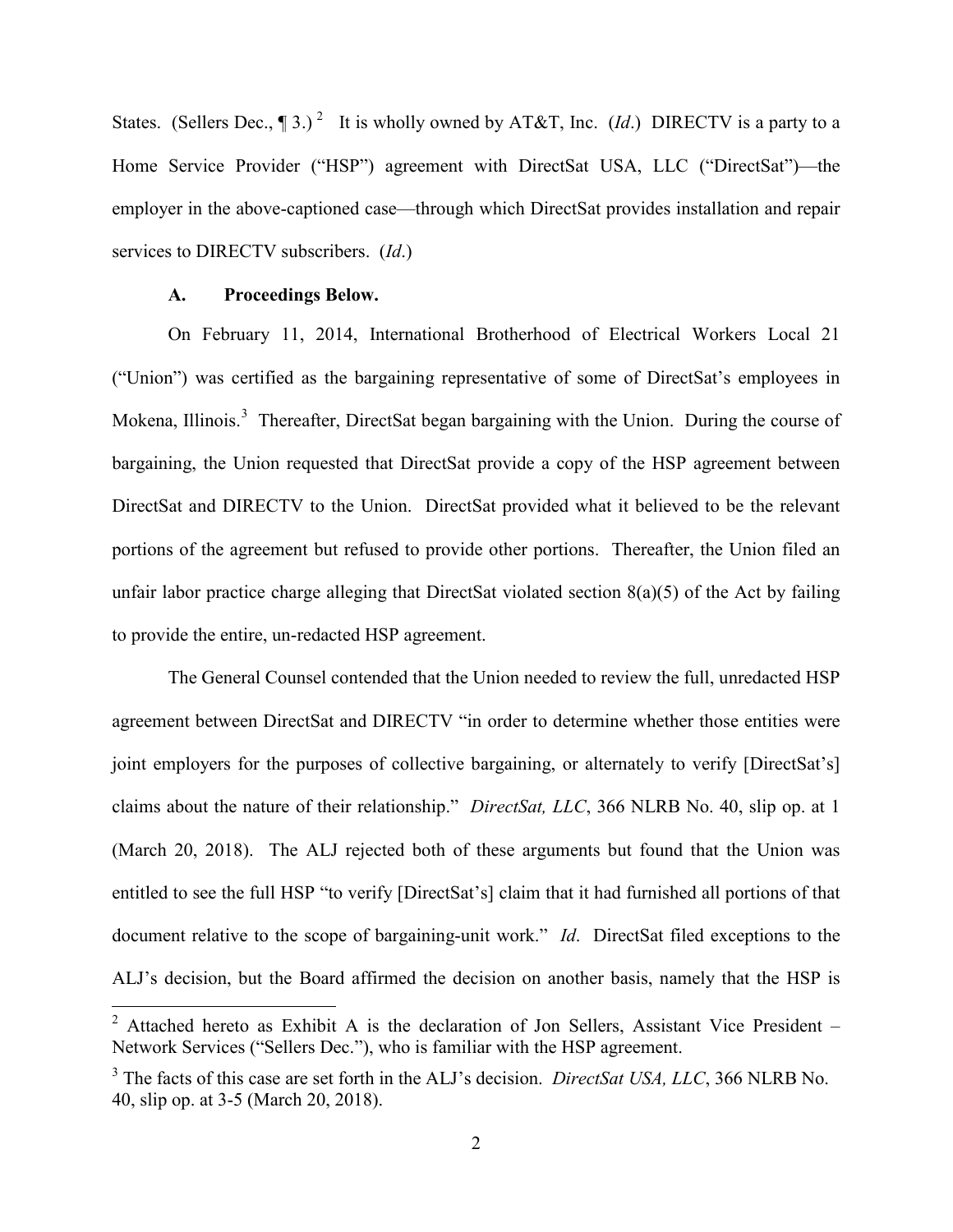States. (Sellers Dec., ¶ 3.) [2] It is wholly owned by AT&T, Inc. (*Id*.) DIRECTV is a party to a Home Service Provider ("HSP") agreement with DirectSat USA, LLC ("DirectSat")—the employer in the above-captioned case—through which DirectSat provides installation and repair services to DIRECTV subscribers. (*Id*.)

### A. Proceedings Below.

On February 11, 2014, International Brotherhood of Electrical Workers Local 21 ("Union") was certified as the bargaining representative of some of DirectSat's employees in Mokena, Illinois.[3] Thereafter, DirectSat began bargaining with the Union. During the course of bargaining, the Union requested that DirectSat provide a copy of the HSP agreement between DirectSat and DIRECTV to the Union. DirectSat provided what it believed to be the relevant portions of the agreement but refused to provide other portions. Thereafter, the Union filed an unfair labor practice charge alleging that DirectSat violated section 8(a)(5) of the Act by failing to provide the entire, un-redacted HSP agreement.

The General Counsel contended that the Union needed to review the full, unredacted HSP agreement between DirectSat and DIRECTV "in order to determine whether those entities were joint employers for the purposes of collective bargaining, or alternately to verify [DirectSat's] claims about the nature of their relationship." *DirectSat, LLC*, 366 NLRB No. 40, slip op. at 1 (March 20, 2018). The ALJ rejected both of these arguments but found that the Union was entitled to see the full HSP "to verify [DirectSat's] claim that it had furnished all portions of that document relative to the scope of bargaining-unit work." *Id*. DirectSat filed exceptions to the ALJ's decision, but the Board affirmed the decision on another basis, namely that the HSP is

---

[2] Attached hereto as Exhibit A is the declaration of Jon Sellers, Assistant Vice President – Network Services ("Sellers Dec."), who is familiar with the HSP agreement.

[3] The facts of this case are set forth in the ALJ's decision. *DirectSat USA, LLC*, 366 NLRB No. 40, slip op. at 3-5 (March 20, 2018).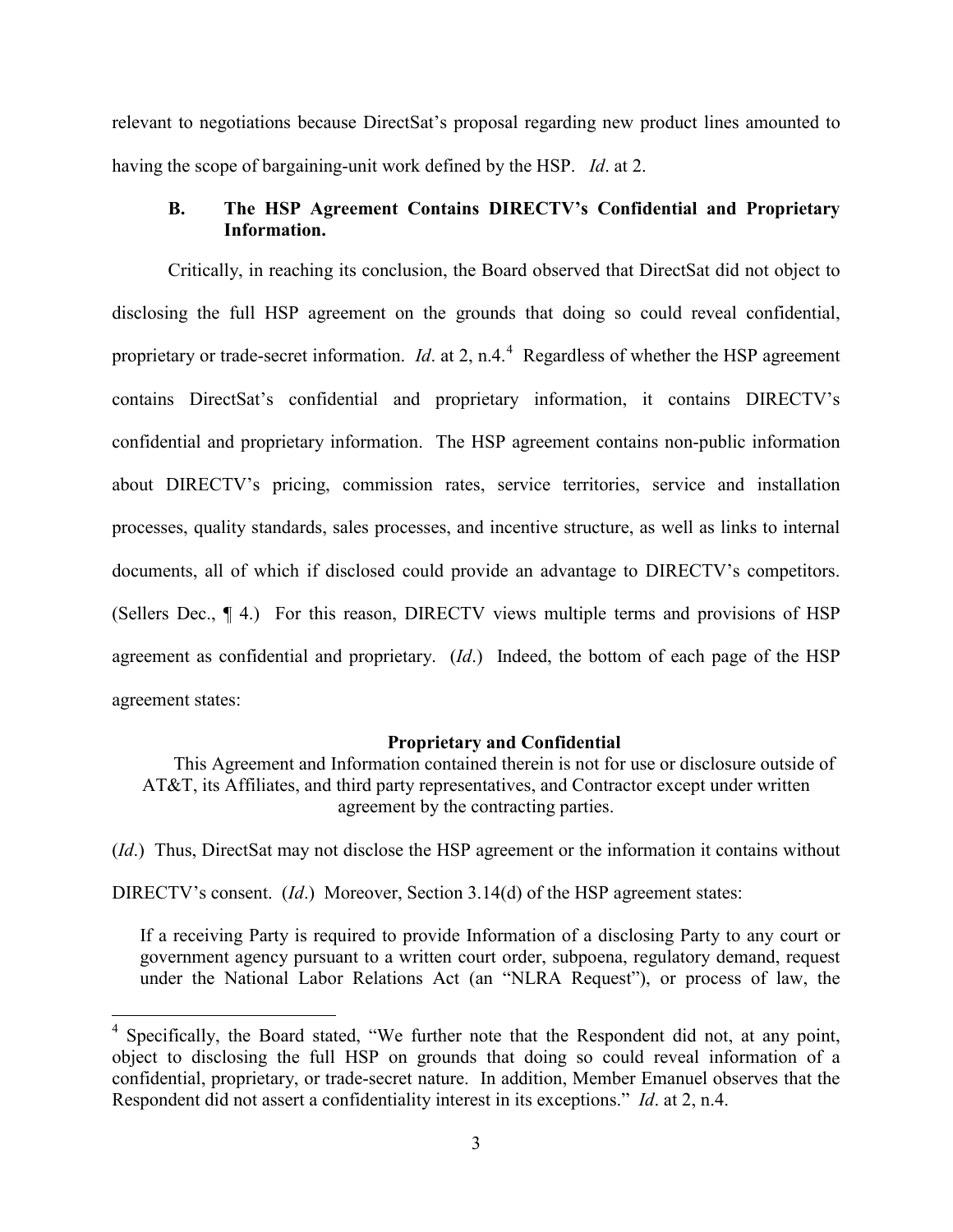relevant to negotiations because DirectSat's proposal regarding new product lines amounted to having the scope of bargaining-unit work defined by the HSP. *Id*. at 2.

### B. The HSP Agreement Contains DIRECTV's Confidential and Proprietary Information.

Critically, in reaching its conclusion, the Board observed that DirectSat did not object to disclosing the full HSP agreement on the grounds that doing so could reveal confidential, proprietary or trade-secret information. *Id*. at 2, n.4.[4] Regardless of whether the HSP agreement contains DirectSat's confidential and proprietary information, it contains DIRECTV's confidential and proprietary information. The HSP agreement contains non-public information about DIRECTV's pricing, commission rates, service territories, service and installation processes, quality standards, sales processes, and incentive structure, as well as links to internal documents, all of which if disclosed could provide an advantage to DIRECTV's competitors. (Sellers Dec., ¶ 4.) For this reason, DIRECTV views multiple terms and provisions of HSP agreement as confidential and proprietary. (*Id*.) Indeed, the bottom of each page of the HSP agreement states:

> **Proprietary and Confidential**
>
> This Agreement and Information contained therein is not for use or disclosure outside of AT&T, its Affiliates, and third party representatives, and Contractor except under written agreement by the contracting parties.

(*Id*.) Thus, DirectSat may not disclose the HSP agreement or the information it contains without DIRECTV's consent. (*Id*.) Moreover, Section 3.14(d) of the HSP agreement states:

> If a receiving Party is required to provide Information of a disclosing Party to any court or government agency pursuant to a written court order, subpoena, regulatory demand, request under the National Labor Relations Act (an "NLRA Request"), or process of law, the

---

[4] Specifically, the Board stated, "We further note that the Respondent did not, at any point, object to disclosing the full HSP on grounds that doing so could reveal information of a confidential, proprietary, or trade-secret nature. In addition, Member Emanuel observes that the Respondent did not assert a confidentiality interest in its exceptions." *Id*. at 2, n.4.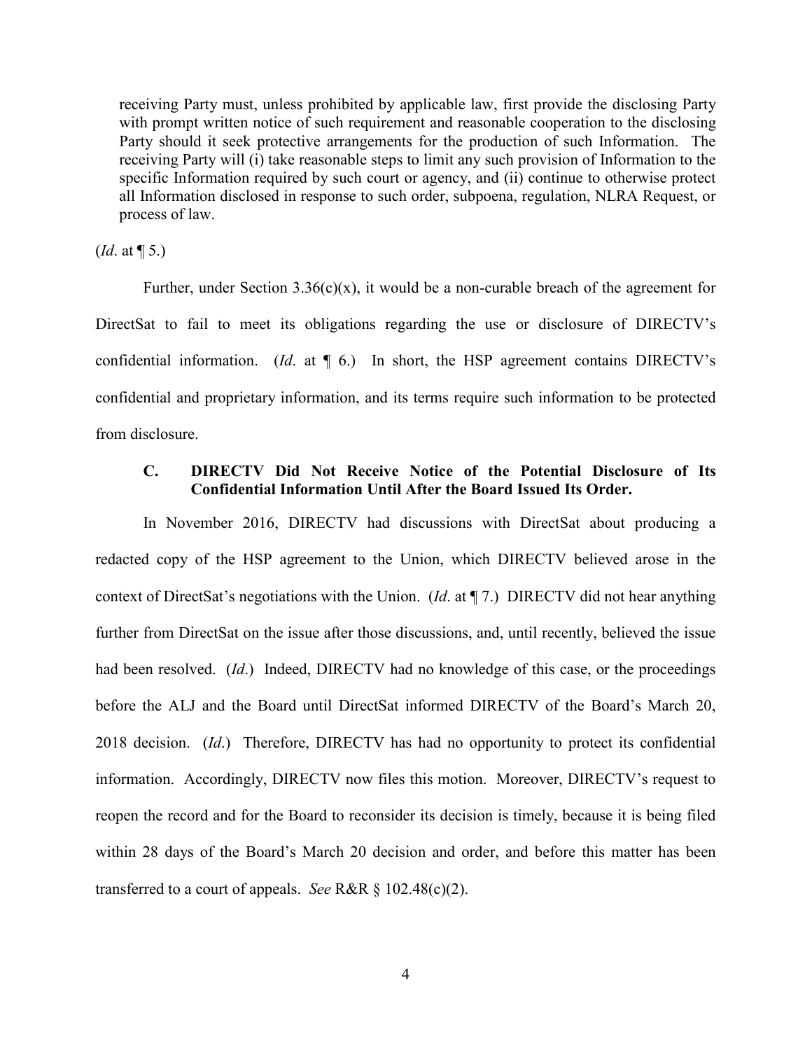> receiving Party must, unless prohibited by applicable law, first provide the disclosing Party with prompt written notice of such requirement and reasonable cooperation to the disclosing Party should it seek protective arrangements for the production of such Information. The receiving Party will (i) take reasonable steps to limit any such provision of Information to the specific Information required by such court or agency, and (ii) continue to otherwise protect all Information disclosed in response to such order, subpoena, regulation, NLRA Request, or process of law.

(*Id*. at ¶ 5.)

Further, under Section 3.36(c)(x), it would be a non-curable breach of the agreement for DirectSat to fail to meet its obligations regarding the use or disclosure of DIRECTV's confidential information. (*Id*. at ¶ 6.) In short, the HSP agreement contains DIRECTV's confidential and proprietary information, and its terms require such information to be protected from disclosure.

### C. DIRECTV Did Not Receive Notice of the Potential Disclosure of Its Confidential Information Until After the Board Issued Its Order.

In November 2016, DIRECTV had discussions with DirectSat about producing a redacted copy of the HSP agreement to the Union, which DIRECTV believed arose in the context of DirectSat's negotiations with the Union. (*Id*. at ¶ 7.) DIRECTV did not hear anything further from DirectSat on the issue after those discussions, and, until recently, believed the issue had been resolved. (*Id*.) Indeed, DIRECTV had no knowledge of this case, or the proceedings before the ALJ and the Board until DirectSat informed DIRECTV of the Board's March 20, 2018 decision. (*Id*.) Therefore, DIRECTV has had no opportunity to protect its confidential information. Accordingly, DIRECTV now files this motion. Moreover, DIRECTV's request to reopen the record and for the Board to reconsider its decision is timely, because it is being filed within 28 days of the Board's March 20 decision and order, and before this matter has been transferred to a court of appeals. *See* R&R § 102.48(c)(2).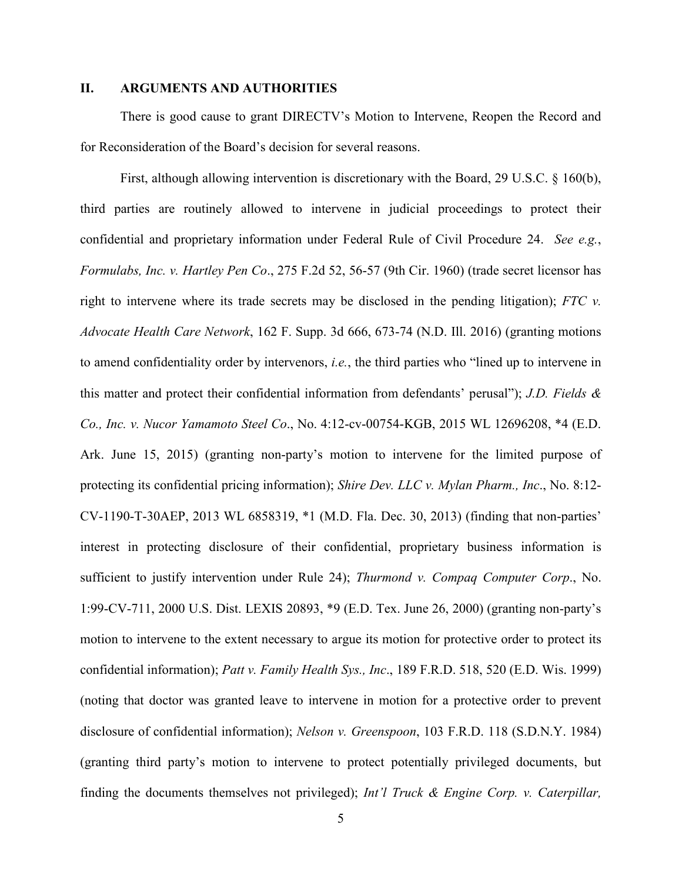## II. ARGUMENTS AND AUTHORITIES

There is good cause to grant DIRECTV's Motion to Intervene, Reopen the Record and for Reconsideration of the Board's decision for several reasons.

First, although allowing intervention is discretionary with the Board, 29 U.S.C. § 160(b), third parties are routinely allowed to intervene in judicial proceedings to protect their confidential and proprietary information under Federal Rule of Civil Procedure 24. *See e.g.*, *Formulabs, Inc. v. Hartley Pen Co*., 275 F.2d 52, 56-57 (9th Cir. 1960) (trade secret licensor has right to intervene where its trade secrets may be disclosed in the pending litigation); *FTC v. Advocate Health Care Network*, 162 F. Supp. 3d 666, 673-74 (N.D. Ill. 2016) (granting motions to amend confidentiality order by intervenors, *i.e.*, the third parties who "lined up to intervene in this matter and protect their confidential information from defendants' perusal"); *J.D. Fields & Co., Inc. v. Nucor Yamamoto Steel Co*., No. 4:12-cv-00754-KGB, 2015 WL 12696208, *4 (E.D. Ark. June 15, 2015) (granting non-party's motion to intervene for the limited purpose of protecting its confidential pricing information); *Shire Dev. LLC v. Mylan Pharm., Inc*., No. 8:12-CV-1190-T-30AEP, 2013 WL 6858319, *1 (M.D. Fla. Dec. 30, 2013) (finding that non-parties' interest in protecting disclosure of their confidential, proprietary business information is sufficient to justify intervention under Rule 24); *Thurmond v. Compaq Computer Corp*., No. 1:99-CV-711, 2000 U.S. Dist. LEXIS 20893, *9 (E.D. Tex. June 26, 2000) (granting non-party's motion to intervene to the extent necessary to argue its motion for protective order to protect its confidential information); *Patt v. Family Health Sys., Inc*., 189 F.R.D. 518, 520 (E.D. Wis. 1999) (noting that doctor was granted leave to intervene in motion for a protective order to prevent disclosure of confidential information); *Nelson v. Greenspoon*, 103 F.R.D. 118 (S.D.N.Y. 1984) (granting third party's motion to intervene to protect potentially privileged documents, but finding the documents themselves not privileged); *Int'l Truck & Engine Corp. v. Caterpillar,*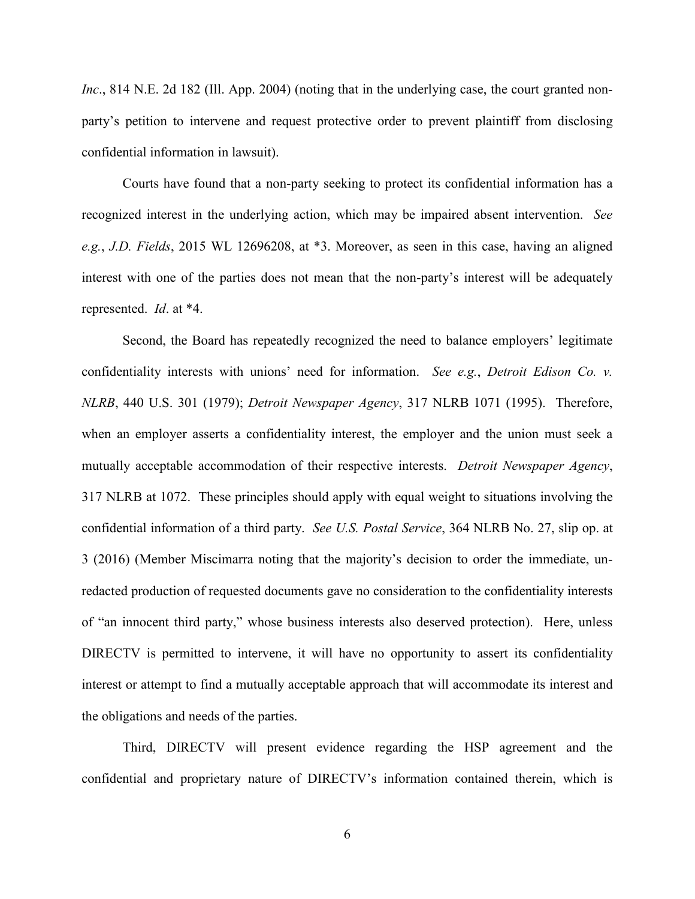*Inc*., 814 N.E. 2d 182 (Ill. App. 2004) (noting that in the underlying case, the court granted non-party's petition to intervene and request protective order to prevent plaintiff from disclosing confidential information in lawsuit).

Courts have found that a non-party seeking to protect its confidential information has a recognized interest in the underlying action, which may be impaired absent intervention. *See e.g.*, *J.D. Fields*, 2015 WL 12696208, at *3. Moreover, as seen in this case, having an aligned interest with one of the parties does not mean that the non-party's interest will be adequately represented. *Id*. at *4.

Second, the Board has repeatedly recognized the need to balance employers' legitimate confidentiality interests with unions' need for information. *See e.g.*, *Detroit Edison Co. v. NLRB*, 440 U.S. 301 (1979); *Detroit Newspaper Agency*, 317 NLRB 1071 (1995). Therefore, when an employer asserts a confidentiality interest, the employer and the union must seek a mutually acceptable accommodation of their respective interests. *Detroit Newspaper Agency*, 317 NLRB at 1072. These principles should apply with equal weight to situations involving the confidential information of a third party. *See U.S. Postal Service*, 364 NLRB No. 27, slip op. at 3 (2016) (Member Miscimarra noting that the majority's decision to order the immediate, un-redacted production of requested documents gave no consideration to the confidentiality interests of "an innocent third party," whose business interests also deserved protection). Here, unless DIRECTV is permitted to intervene, it will have no opportunity to assert its confidentiality interest or attempt to find a mutually acceptable approach that will accommodate its interest and the obligations and needs of the parties.

Third, DIRECTV will present evidence regarding the HSP agreement and the confidential and proprietary nature of DIRECTV's information contained therein, which is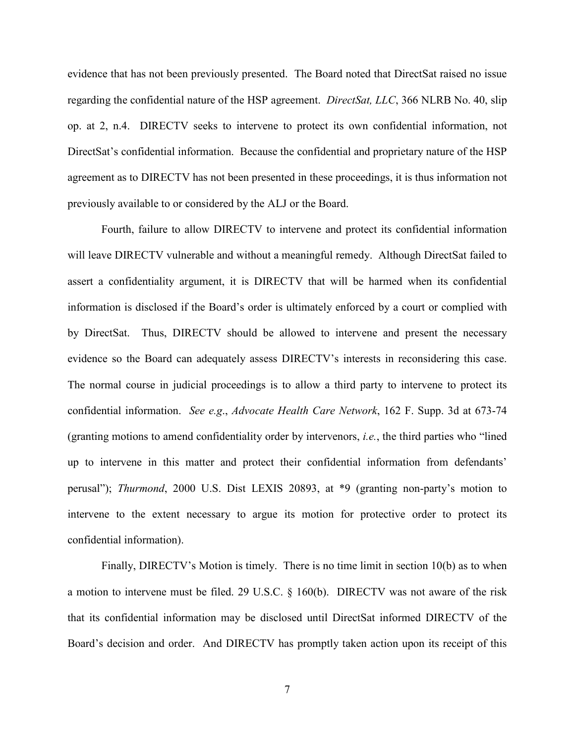evidence that has not been previously presented. The Board noted that DirectSat raised no issue regarding the confidential nature of the HSP agreement. *DirectSat, LLC*, 366 NLRB No. 40, slip op. at 2, n.4. DIRECTV seeks to intervene to protect its own confidential information, not DirectSat's confidential information. Because the confidential and proprietary nature of the HSP agreement as to DIRECTV has not been presented in these proceedings, it is thus information not previously available to or considered by the ALJ or the Board.

Fourth, failure to allow DIRECTV to intervene and protect its confidential information will leave DIRECTV vulnerable and without a meaningful remedy. Although DirectSat failed to assert a confidentiality argument, it is DIRECTV that will be harmed when its confidential information is disclosed if the Board's order is ultimately enforced by a court or complied with by DirectSat. Thus, DIRECTV should be allowed to intervene and present the necessary evidence so the Board can adequately assess DIRECTV's interests in reconsidering this case. The normal course in judicial proceedings is to allow a third party to intervene to protect its confidential information. *See e.g*., *Advocate Health Care Network*, 162 F. Supp. 3d at 673-74 (granting motions to amend confidentiality order by intervenors, *i.e.*, the third parties who "lined up to intervene in this matter and protect their confidential information from defendants' perusal"); *Thurmond*, 2000 U.S. Dist LEXIS 20893, at *9 (granting non-party's motion to intervene to the extent necessary to argue its motion for protective order to protect its confidential information).

Finally, DIRECTV's Motion is timely. There is no time limit in section 10(b) as to when a motion to intervene must be filed. 29 U.S.C. § 160(b). DIRECTV was not aware of the risk that its confidential information may be disclosed until DirectSat informed DIRECTV of the Board's decision and order. And DIRECTV has promptly taken action upon its receipt of this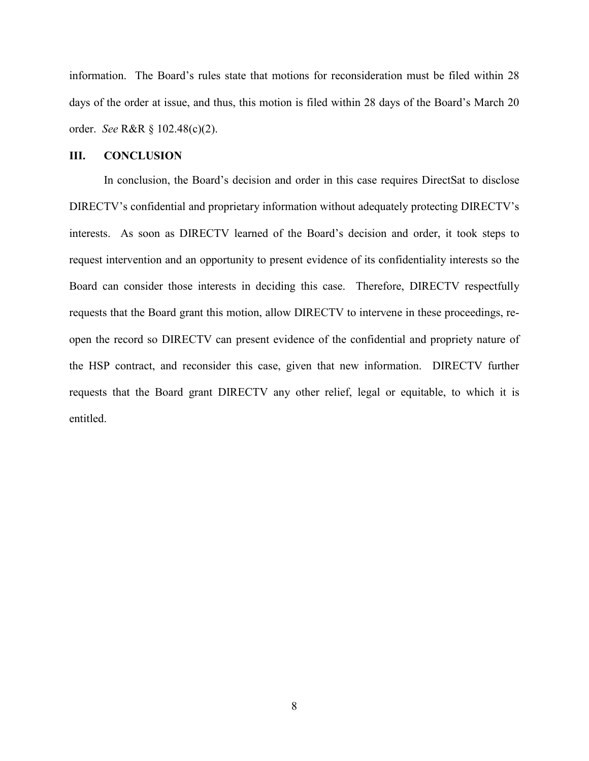information. The Board's rules state that motions for reconsideration must be filed within 28 days of the order at issue, and thus, this motion is filed within 28 days of the Board's March 20 order. *See* R&R § 102.48(c)(2).

## III. CONCLUSION

In conclusion, the Board's decision and order in this case requires DirectSat to disclose DIRECTV's confidential and proprietary information without adequately protecting DIRECTV's interests. As soon as DIRECTV learned of the Board's decision and order, it took steps to request intervention and an opportunity to present evidence of its confidentiality interests so the Board can consider those interests in deciding this case. Therefore, DIRECTV respectfully requests that the Board grant this motion, allow DIRECTV to intervene in these proceedings, re-open the record so DIRECTV can present evidence of the confidential and propriety nature of the HSP contract, and reconsider this case, given that new information. DIRECTV further requests that the Board grant DIRECTV any other relief, legal or equitable, to which it is entitled.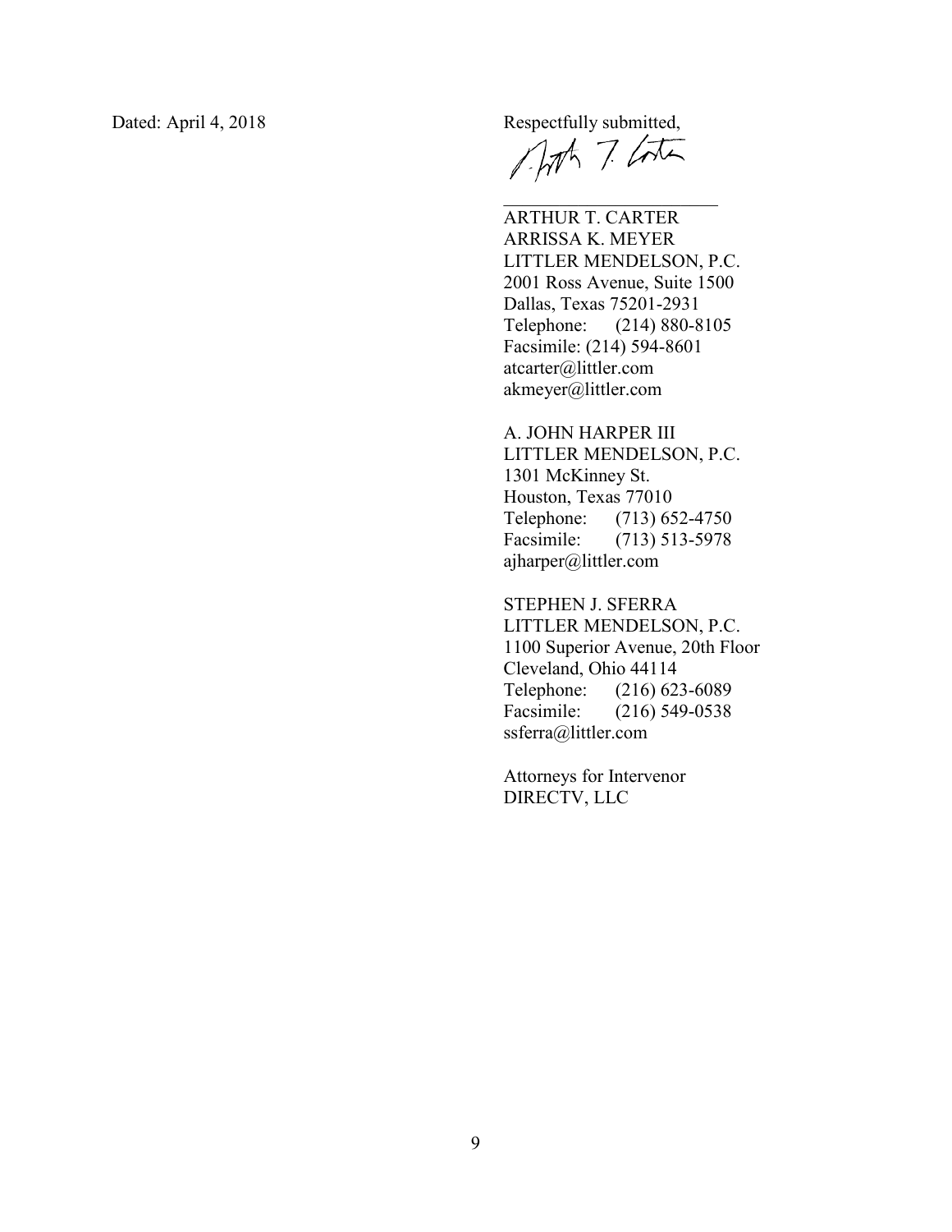Dated: April 4, 2018

Respectfully submitted,

\_\_\_\_\_\_\_\_\_\_\_\_\_\_\_\_\_\_\_\_\_\_\_\_

ARTHUR T. CARTER
ARRISSA K. MEYER
LITTLER MENDELSON, P.C.
2001 Ross Avenue, Suite 1500
Dallas, Texas 75201-2931
Telephone: (214) 880-8105
Facsimile: (214) 594-8601
atcarter@littler.com
akmeyer@littler.com

A. JOHN HARPER III
LITTLER MENDELSON, P.C.
1301 McKinney St.
Houston, Texas 77010
Telephone: (713) 652-4750
Facsimile: (713) 513-5978
ajharper@littler.com

STEPHEN J. SFERRA
LITTLER MENDELSON, P.C.
1100 Superior Avenue, 20th Floor
Cleveland, Ohio 44114
Telephone: (216) 623-6089
Facsimile: (216) 549-0538
ssferra@littler.com

Attorneys for Intervenor
DIRECTV, LLC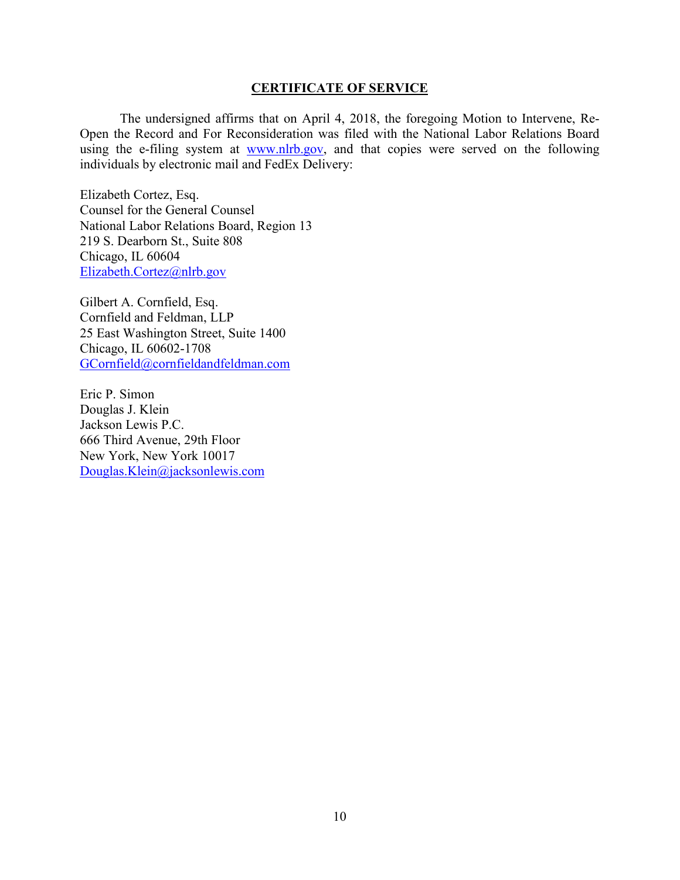## CERTIFICATE OF SERVICE

The undersigned affirms that on April 4, 2018, the foregoing Motion to Intervene, Re-Open the Record and For Reconsideration was filed with the National Labor Relations Board using the e-filing system at www.nlrb.gov, and that copies were served on the following individuals by electronic mail and FedEx Delivery:

Elizabeth Cortez, Esq.
Counsel for the General Counsel
National Labor Relations Board, Region 13
219 S. Dearborn St., Suite 808
Chicago, IL 60604
Elizabeth.Cortez@nlrb.gov

Gilbert A. Cornfield, Esq.
Cornfield and Feldman, LLP
25 East Washington Street, Suite 1400
Chicago, IL 60602-1708
GCornfield@cornfieldandfeldman.com

Eric P. Simon
Douglas J. Klein
Jackson Lewis P.C.
666 Third Avenue, 29th Floor
New York, New York 10017
Douglas.Klein@jacksonlewis.com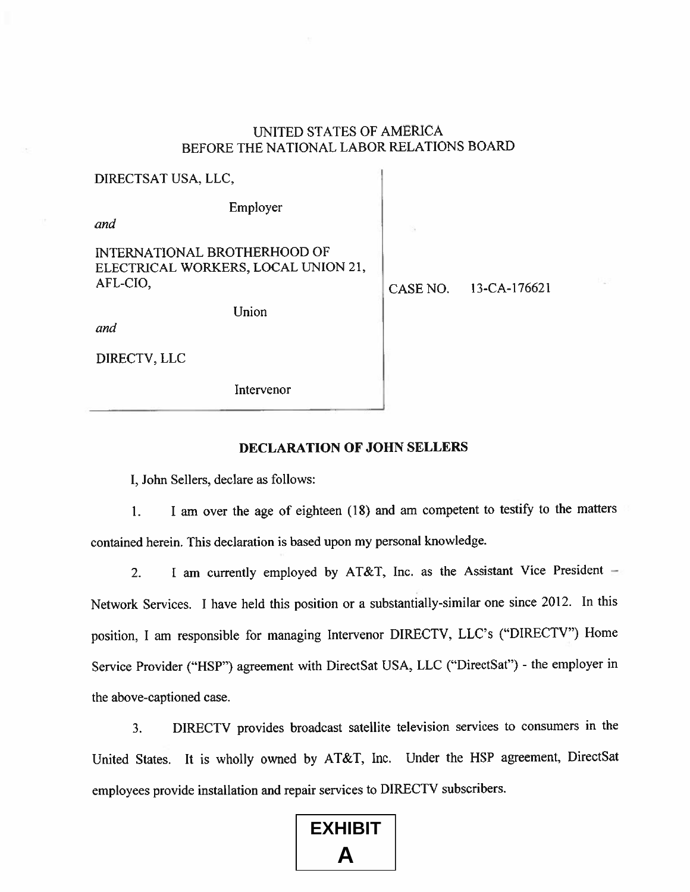UNITED STATES OF AMERICA
BEFORE THE NATIONAL LABOR RELATIONS BOARD

| | |
|---|---|
| DIRECTSAT USA, LLC,<br><br>Employer<br><br>*and*<br><br>INTERNATIONAL BROTHERHOOD OF ELECTRICAL WORKERS, LOCAL UNION 21, AFL-CIO,<br><br>Union<br><br>*and*<br><br>DIRECTV, LLC<br><br>Intervenor | CASE NO. 13-CA-176621 |

**DECLARATION OF JOHN SELLERS**

I, John Sellers, declare as follows:

1. I am over the age of eighteen (18) and am competent to testify to the matters contained herein. This declaration is based upon my personal knowledge.

2. I am currently employed by AT&T, Inc. as the Assistant Vice President – Network Services. I have held this position or a substantially-similar one since 2012. In this position, I am responsible for managing Intervenor DIRECTV, LLC's ("DIRECTV") Home Service Provider ("HSP") agreement with DirectSat USA, LLC ("DirectSat") - the employer in the above-captioned case.

3. DIRECTV provides broadcast satellite television services to consumers in the United States. It is wholly owned by AT&T, Inc. Under the HSP agreement, DirectSat employees provide installation and repair services to DIRECTV subscribers.

**EXHIBIT A**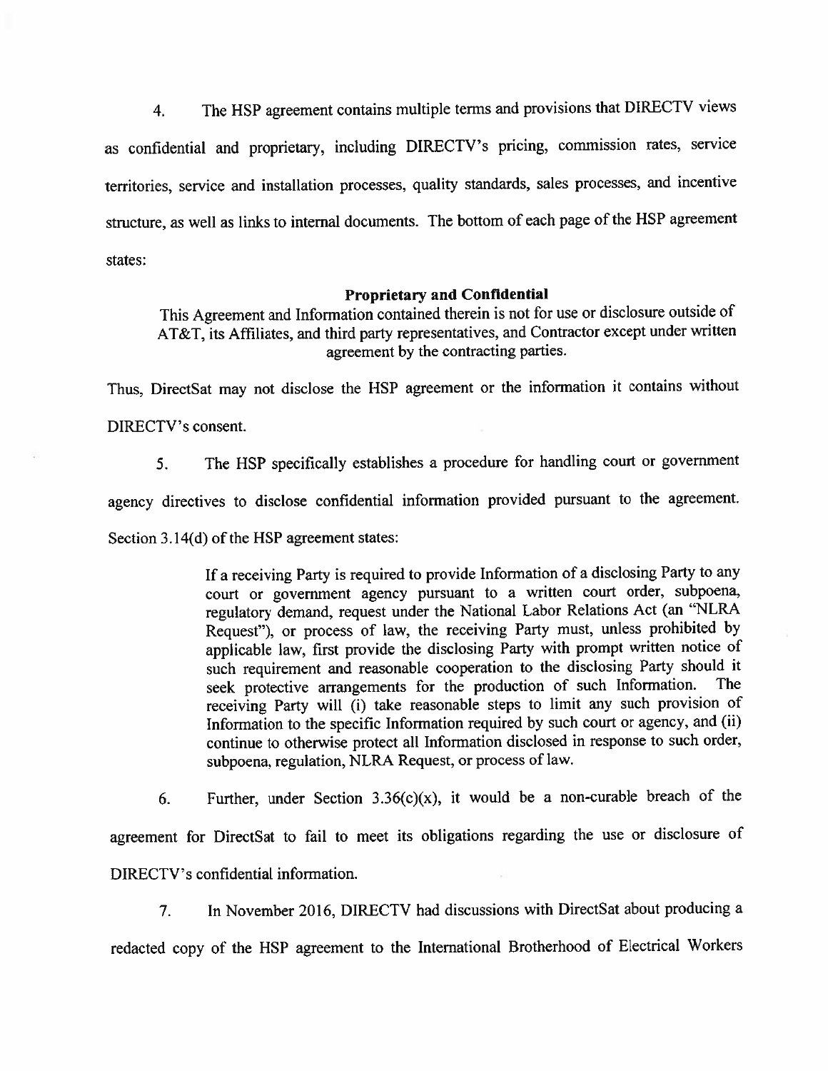4. The HSP agreement contains multiple terms and provisions that DIRECTV views as confidential and proprietary, including DIRECTV's pricing, commission rates, service territories, service and installation processes, quality standards, sales processes, and incentive structure, as well as links to internal documents. The bottom of each page of the HSP agreement states:

> **Proprietary and Confidential**
>
> This Agreement and Information contained therein is not for use or disclosure outside of AT&T, its Affiliates, and third party representatives, and Contractor except under written agreement by the contracting parties.

Thus, DirectSat may not disclose the HSP agreement or the information it contains without DIRECTV's consent.

5. The HSP specifically establishes a procedure for handling court or government agency directives to disclose confidential information provided pursuant to the agreement. Section 3.14(d) of the HSP agreement states:

> If a receiving Party is required to provide Information of a disclosing Party to any court or government agency pursuant to a written court order, subpoena, regulatory demand, request under the National Labor Relations Act (an "NLRA Request"), or process of law, the receiving Party must, unless prohibited by applicable law, first provide the disclosing Party with prompt written notice of such requirement and reasonable cooperation to the disclosing Party should it seek protective arrangements for the production of such Information. The receiving Party will (i) take reasonable steps to limit any such provision of Information to the specific Information required by such court or agency, and (ii) continue to otherwise protect all Information disclosed in response to such order, subpoena, regulation, NLRA Request, or process of law.

6. Further, under Section 3.36(c)(x), it would be a non-curable breach of the agreement for DirectSat to fail to meet its obligations regarding the use or disclosure of DIRECTV's confidential information.

7. In November 2016, DIRECTV had discussions with DirectSat about producing a redacted copy of the HSP agreement to the International Brotherhood of Electrical Workers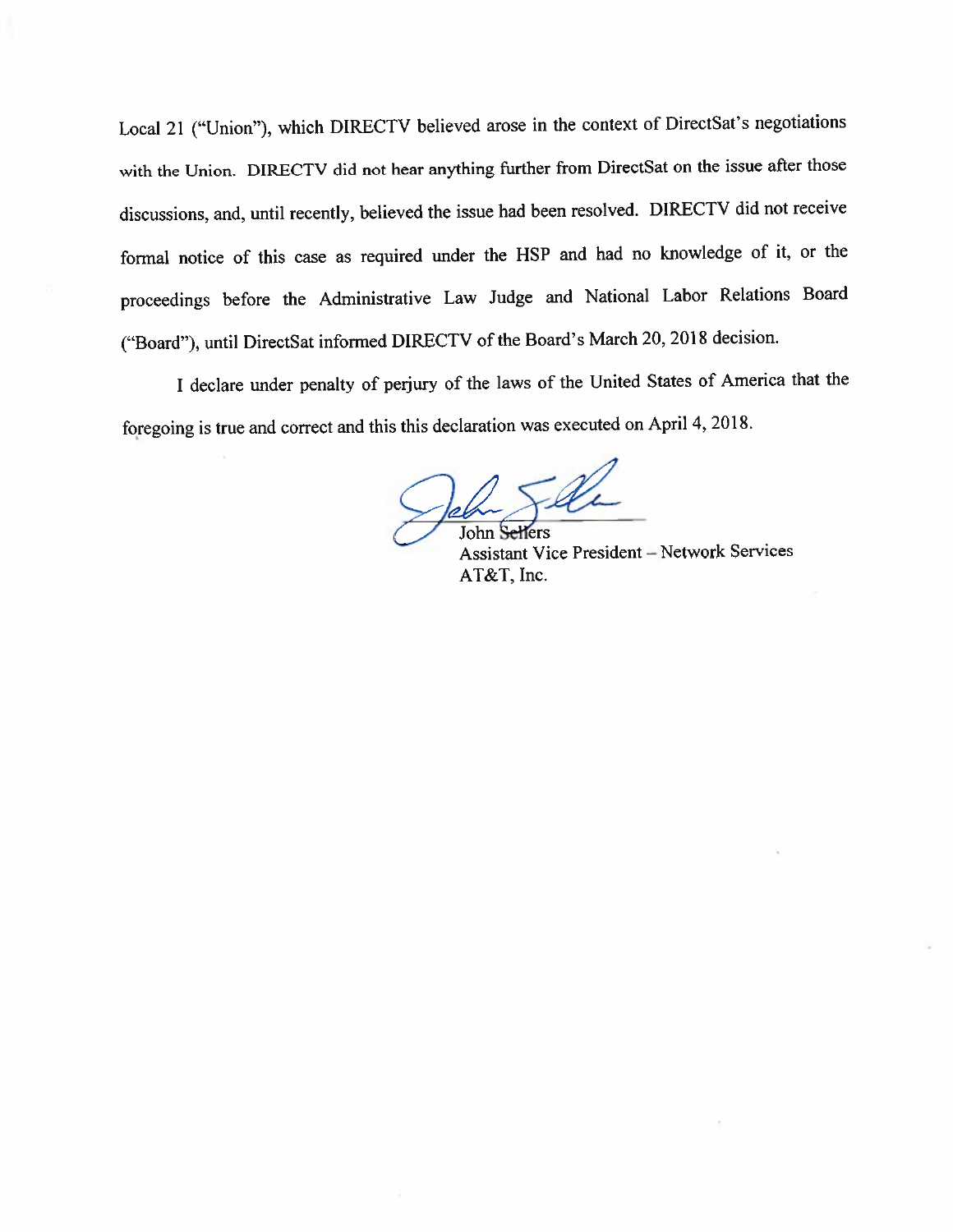Local 21 ("Union"), which DIRECTV believed arose in the context of DirectSat's negotiations with the Union. DIRECTV did not hear anything further from DirectSat on the issue after those discussions, and, until recently, believed the issue had been resolved. DIRECTV did not receive formal notice of this case as required under the HSP and had no knowledge of it, or the proceedings before the Administrative Law Judge and National Labor Relations Board ("Board"), until DirectSat informed DIRECTV of the Board's March 20, 2018 decision.

I declare under penalty of perjury of the laws of the United States of America that the foregoing is true and correct and this this declaration was executed on April 4, 2018.

John Sellers
Assistant Vice President – Network Services
AT&T, Inc.